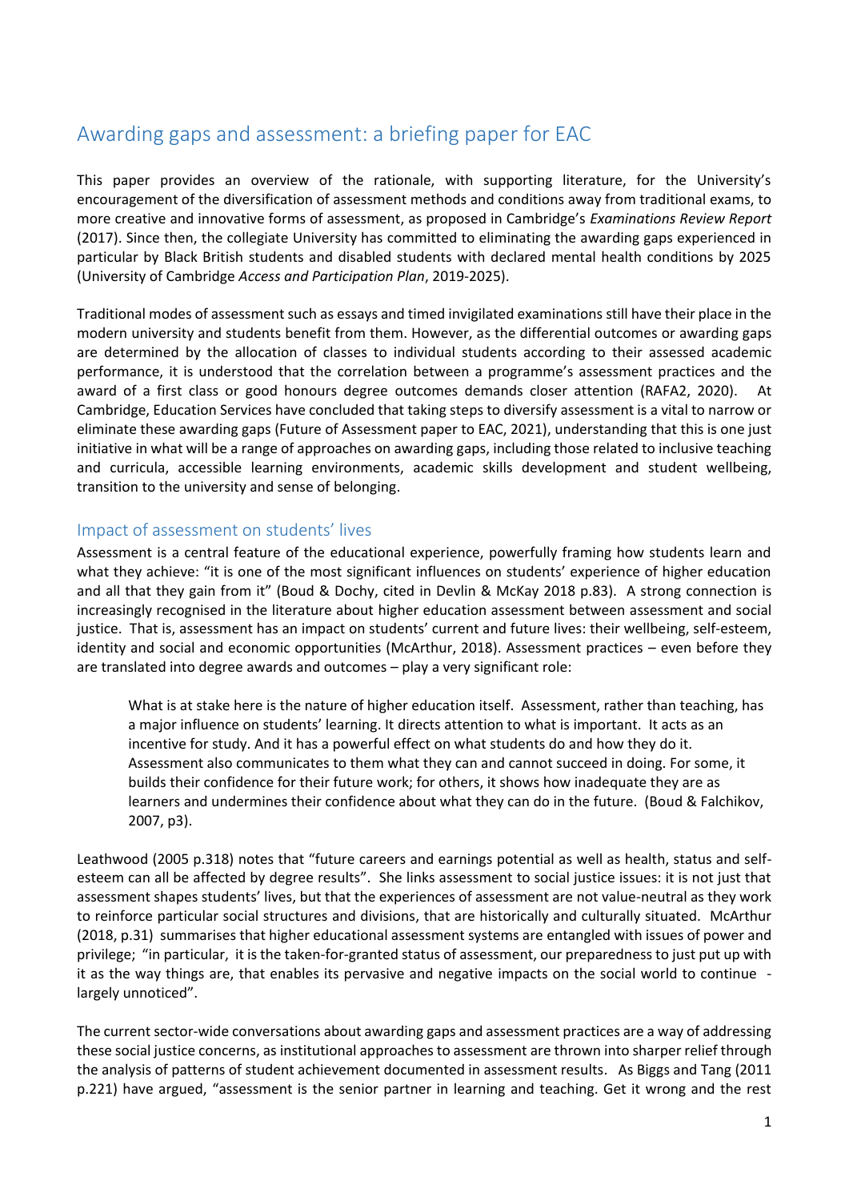# Awarding gaps and assessment: a briefing paper for EAC

This paper provides an overview of the rationale, with supporting literature, for the University's encouragement of the diversification of assessment methods and conditions away from traditional exams, to more creative and innovative forms of assessment, as proposed in Cambridge's *Examinations Review Report* (2017). Since then, the collegiate University has committed to eliminating the awarding gaps experienced in particular by Black British students and disabled students with declared mental health conditions by 2025 (University of Cambridge *Access and Participation Plan*, 2019-2025).

Traditional modes of assessment such as essays and timed invigilated examinations still have their place in the modern university and students benefit from them. However, as the differential outcomes or awarding gaps are determined by the allocation of classes to individual students according to their assessed academic performance, it is understood that the correlation between a programme's assessment practices and the award of a first class or good honours degree outcomes demands closer attention (RAFA2, 2020). At Cambridge, Education Services have concluded that taking steps to diversify assessment is a vital to narrow or eliminate these awarding gaps (Future of Assessment paper to EAC, 2021), understanding that this is one just initiative in what will be a range of approaches on awarding gaps, including those related to inclusive teaching and curricula, accessible learning environments, academic skills development and student wellbeing, transition to the university and sense of belonging.

## Impact of assessment on students' lives

Assessment is a central feature of the educational experience, powerfully framing how students learn and what they achieve: "it is one of the most significant influences on students' experience of higher education and all that they gain from it" (Boud & Dochy, cited in Devlin & McKay 2018 p.83). A strong connection is increasingly recognised in the literature about higher education assessment between assessment and social justice. That is, assessment has an impact on students' current and future lives: their wellbeing, self-esteem, identity and social and economic opportunities (McArthur, 2018). Assessment practices – even before they are translated into degree awards and outcomes – play a very significant role:

> What is at stake here is the nature of higher education itself. Assessment, rather than teaching, has a major influence on students' learning. It directs attention to what is important. It acts as an incentive for study. And it has a powerful effect on what students do and how they do it. Assessment also communicates to them what they can and cannot succeed in doing. For some, it builds their confidence for their future work; for others, it shows how inadequate they are as learners and undermines their confidence about what they can do in the future. (Boud & Falchikov, 2007, p3).

Leathwood (2005 p.318) notes that "future careers and earnings potential as well as health, status and self-esteem can all be affected by degree results". She links assessment to social justice issues: it is not just that assessment shapes students' lives, but that the experiences of assessment are not value-neutral as they work to reinforce particular social structures and divisions, that are historically and culturally situated. McArthur (2018, p.31) summarises that higher educational assessment systems are entangled with issues of power and privilege; "in particular, it is the taken-for-granted status of assessment, our preparedness to just put up with it as the way things are, that enables its pervasive and negative impacts on the social world to continue - largely unnoticed".

The current sector-wide conversations about awarding gaps and assessment practices are a way of addressing these social justice concerns, as institutional approaches to assessment are thrown into sharper relief through the analysis of patterns of student achievement documented in assessment results. As Biggs and Tang (2011 p.221) have argued, "assessment is the senior partner in learning and teaching. Get it wrong and the rest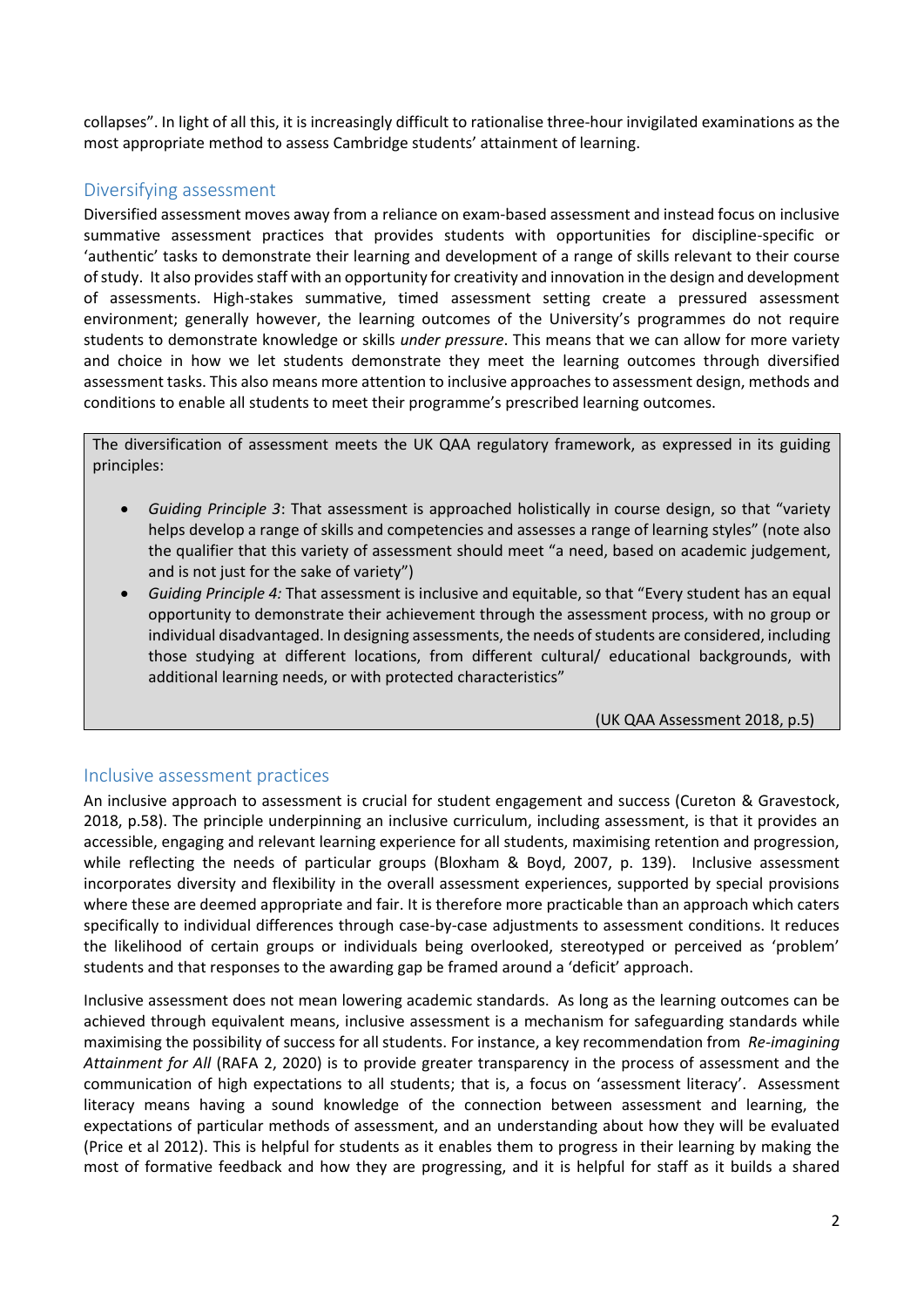collapses". In light of all this, it is increasingly difficult to rationalise three-hour invigilated examinations as the most appropriate method to assess Cambridge students' attainment of learning.

## Diversifying assessment

Diversified assessment moves away from a reliance on exam-based assessment and instead focus on inclusive summative assessment practices that provides students with opportunities for discipline-specific or 'authentic' tasks to demonstrate their learning and development of a range of skills relevant to their course of study. It also provides staff with an opportunity for creativity and innovation in the design and development of assessments. High-stakes summative, timed assessment setting create a pressured assessment environment; generally however, the learning outcomes of the University's programmes do not require students to demonstrate knowledge or skills *under pressure*. This means that we can allow for more variety and choice in how we let students demonstrate they meet the learning outcomes through diversified assessment tasks. This also means more attention to inclusive approaches to assessment design, methods and conditions to enable all students to meet their programme's prescribed learning outcomes.

> The diversification of assessment meets the UK QAA regulatory framework, as expressed in its guiding principles:
>
> - *Guiding Principle 3*: That assessment is approached holistically in course design, so that "variety helps develop a range of skills and competencies and assesses a range of learning styles" (note also the qualifier that this variety of assessment should meet "a need, based on academic judgement, and is not just for the sake of variety")
> - *Guiding Principle 4:* That assessment is inclusive and equitable, so that "Every student has an equal opportunity to demonstrate their achievement through the assessment process, with no group or individual disadvantaged. In designing assessments, the needs of students are considered, including those studying at different locations, from different cultural/ educational backgrounds, with additional learning needs, or with protected characteristics"
>
> (UK QAA Assessment 2018, p.5)

## Inclusive assessment practices

An inclusive approach to assessment is crucial for student engagement and success (Cureton & Gravestock, 2018, p.58). The principle underpinning an inclusive curriculum, including assessment, is that it provides an accessible, engaging and relevant learning experience for all students, maximising retention and progression, while reflecting the needs of particular groups (Bloxham & Boyd, 2007, p. 139). Inclusive assessment incorporates diversity and flexibility in the overall assessment experiences, supported by special provisions where these are deemed appropriate and fair. It is therefore more practicable than an approach which caters specifically to individual differences through case-by-case adjustments to assessment conditions. It reduces the likelihood of certain groups or individuals being overlooked, stereotyped or perceived as 'problem' students and that responses to the awarding gap be framed around a 'deficit' approach.

Inclusive assessment does not mean lowering academic standards. As long as the learning outcomes can be achieved through equivalent means, inclusive assessment is a mechanism for safeguarding standards while maximising the possibility of success for all students. For instance, a key recommendation from *Re-imagining Attainment for All* (RAFA 2, 2020) is to provide greater transparency in the process of assessment and the communication of high expectations to all students; that is, a focus on 'assessment literacy'. Assessment literacy means having a sound knowledge of the connection between assessment and learning, the expectations of particular methods of assessment, and an understanding about how they will be evaluated (Price et al 2012). This is helpful for students as it enables them to progress in their learning by making the most of formative feedback and how they are progressing, and it is helpful for staff as it builds a shared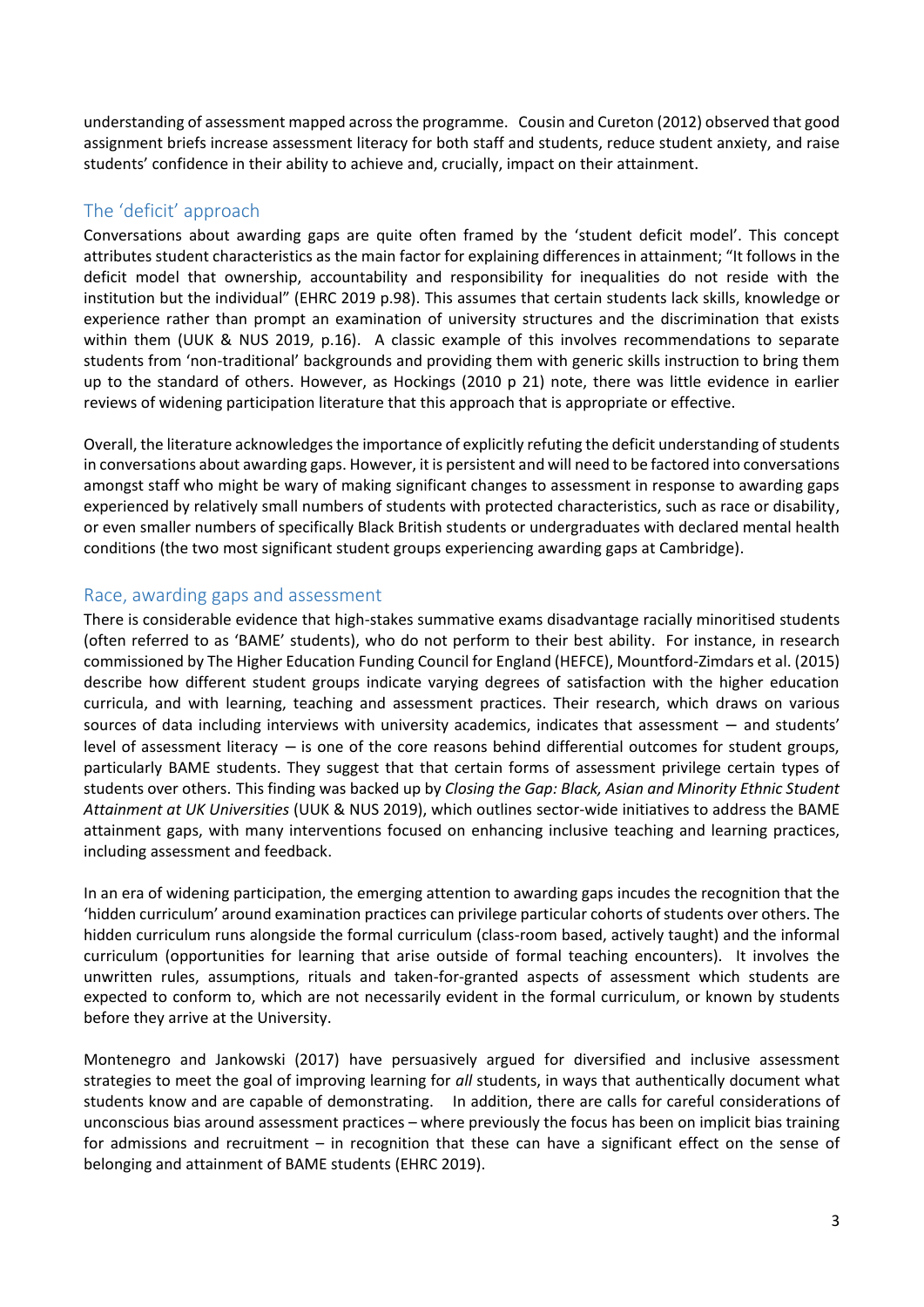understanding of assessment mapped across the programme. Cousin and Cureton (2012) observed that good assignment briefs increase assessment literacy for both staff and students, reduce student anxiety, and raise students' confidence in their ability to achieve and, crucially, impact on their attainment.

## The 'deficit' approach

Conversations about awarding gaps are quite often framed by the 'student deficit model'. This concept attributes student characteristics as the main factor for explaining differences in attainment; "It follows in the deficit model that ownership, accountability and responsibility for inequalities do not reside with the institution but the individual" (EHRC 2019 p.98). This assumes that certain students lack skills, knowledge or experience rather than prompt an examination of university structures and the discrimination that exists within them (UUK & NUS 2019, p.16). A classic example of this involves recommendations to separate students from 'non-traditional' backgrounds and providing them with generic skills instruction to bring them up to the standard of others. However, as Hockings (2010 p 21) note, there was little evidence in earlier reviews of widening participation literature that this approach that is appropriate or effective.

Overall, the literature acknowledges the importance of explicitly refuting the deficit understanding of students in conversations about awarding gaps. However, it is persistent and will need to be factored into conversations amongst staff who might be wary of making significant changes to assessment in response to awarding gaps experienced by relatively small numbers of students with protected characteristics, such as race or disability, or even smaller numbers of specifically Black British students or undergraduates with declared mental health conditions (the two most significant student groups experiencing awarding gaps at Cambridge).

## Race, awarding gaps and assessment

There is considerable evidence that high-stakes summative exams disadvantage racially minoritised students (often referred to as 'BAME' students), who do not perform to their best ability. For instance, in research commissioned by The Higher Education Funding Council for England (HEFCE), Mountford-Zimdars et al. (2015) describe how different student groups indicate varying degrees of satisfaction with the higher education curricula, and with learning, teaching and assessment practices. Their research, which draws on various sources of data including interviews with university academics, indicates that assessment — and students' level of assessment literacy — is one of the core reasons behind differential outcomes for student groups, particularly BAME students. They suggest that that certain forms of assessment privilege certain types of students over others. This finding was backed up by *Closing the Gap: Black, Asian and Minority Ethnic Student Attainment at UK Universities* (UUK & NUS 2019), which outlines sector-wide initiatives to address the BAME attainment gaps, with many interventions focused on enhancing inclusive teaching and learning practices, including assessment and feedback.

In an era of widening participation, the emerging attention to awarding gaps incudes the recognition that the 'hidden curriculum' around examination practices can privilege particular cohorts of students over others. The hidden curriculum runs alongside the formal curriculum (class-room based, actively taught) and the informal curriculum (opportunities for learning that arise outside of formal teaching encounters). It involves the unwritten rules, assumptions, rituals and taken-for-granted aspects of assessment which students are expected to conform to, which are not necessarily evident in the formal curriculum, or known by students before they arrive at the University.

Montenegro and Jankowski (2017) have persuasively argued for diversified and inclusive assessment strategies to meet the goal of improving learning for *all* students, in ways that authentically document what students know and are capable of demonstrating. In addition, there are calls for careful considerations of unconscious bias around assessment practices – where previously the focus has been on implicit bias training for admissions and recruitment – in recognition that these can have a significant effect on the sense of belonging and attainment of BAME students (EHRC 2019).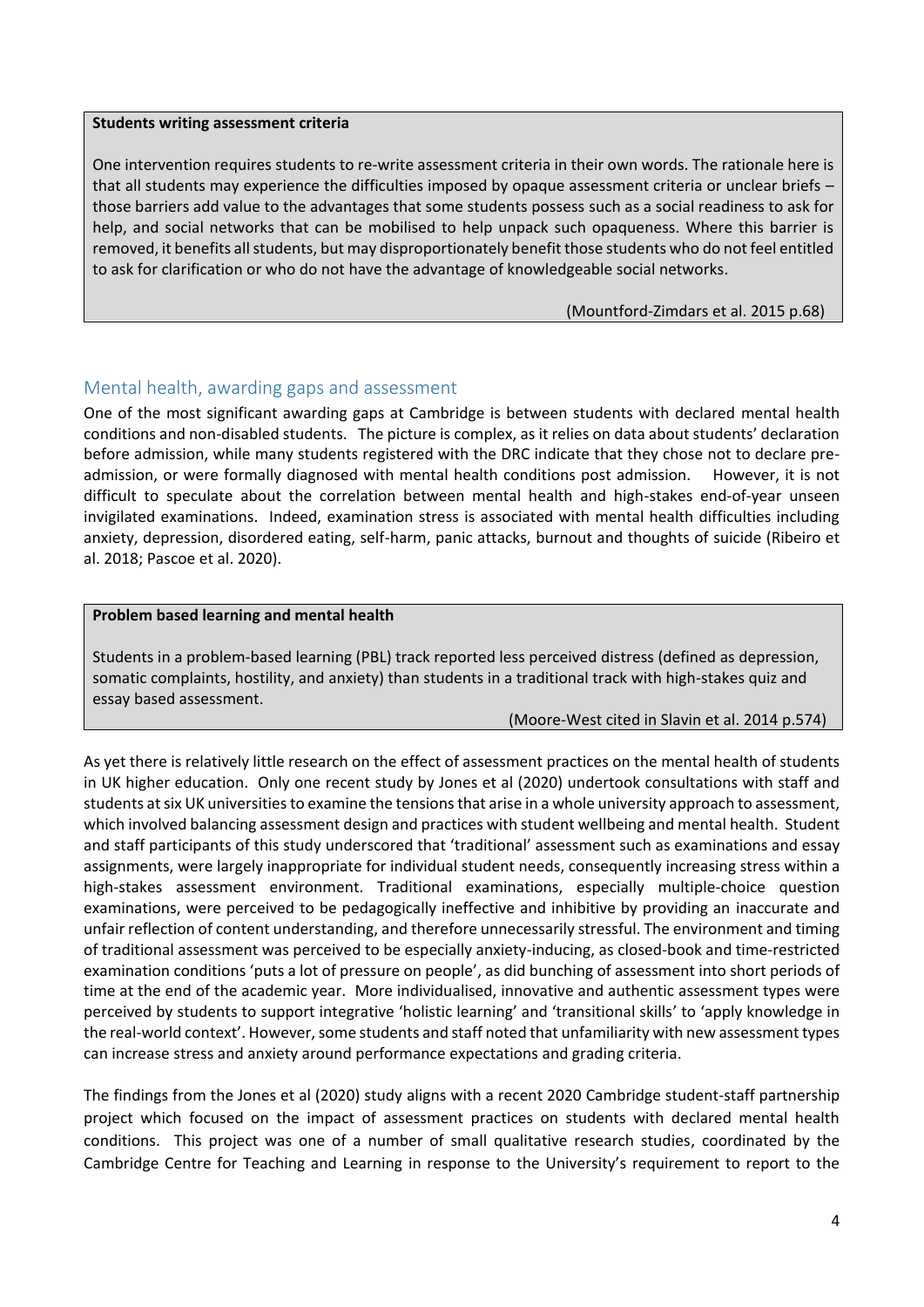**Students writing assessment criteria**

One intervention requires students to re-write assessment criteria in their own words. The rationale here is that all students may experience the difficulties imposed by opaque assessment criteria or unclear briefs – those barriers add value to the advantages that some students possess such as a social readiness to ask for help, and social networks that can be mobilised to help unpack such opaqueness. Where this barrier is removed, it benefits all students, but may disproportionately benefit those students who do not feel entitled to ask for clarification or who do not have the advantage of knowledgeable social networks.

(Mountford-Zimdars et al. 2015 p.68)

## Mental health, awarding gaps and assessment

One of the most significant awarding gaps at Cambridge is between students with declared mental health conditions and non-disabled students. The picture is complex, as it relies on data about students' declaration before admission, while many students registered with the DRC indicate that they chose not to declare pre-admission, or were formally diagnosed with mental health conditions post admission. However, it is not difficult to speculate about the correlation between mental health and high-stakes end-of-year unseen invigilated examinations. Indeed, examination stress is associated with mental health difficulties including anxiety, depression, disordered eating, self-harm, panic attacks, burnout and thoughts of suicide (Ribeiro et al. 2018; Pascoe et al. 2020).

**Problem based learning and mental health**

Students in a problem-based learning (PBL) track reported less perceived distress (defined as depression, somatic complaints, hostility, and anxiety) than students in a traditional track with high-stakes quiz and essay based assessment.

(Moore-West cited in Slavin et al. 2014 p.574)

As yet there is relatively little research on the effect of assessment practices on the mental health of students in UK higher education. Only one recent study by Jones et al (2020) undertook consultations with staff and students at six UK universities to examine the tensions that arise in a whole university approach to assessment, which involved balancing assessment design and practices with student wellbeing and mental health. Student and staff participants of this study underscored that 'traditional' assessment such as examinations and essay assignments, were largely inappropriate for individual student needs, consequently increasing stress within a high-stakes assessment environment. Traditional examinations, especially multiple-choice question examinations, were perceived to be pedagogically ineffective and inhibitive by providing an inaccurate and unfair reflection of content understanding, and therefore unnecessarily stressful. The environment and timing of traditional assessment was perceived to be especially anxiety-inducing, as closed-book and time-restricted examination conditions 'puts a lot of pressure on people', as did bunching of assessment into short periods of time at the end of the academic year. More individualised, innovative and authentic assessment types were perceived by students to support integrative 'holistic learning' and 'transitional skills' to 'apply knowledge in the real-world context'. However, some students and staff noted that unfamiliarity with new assessment types can increase stress and anxiety around performance expectations and grading criteria.

The findings from the Jones et al (2020) study aligns with a recent 2020 Cambridge student-staff partnership project which focused on the impact of assessment practices on students with declared mental health conditions. This project was one of a number of small qualitative research studies, coordinated by the Cambridge Centre for Teaching and Learning in response to the University's requirement to report to the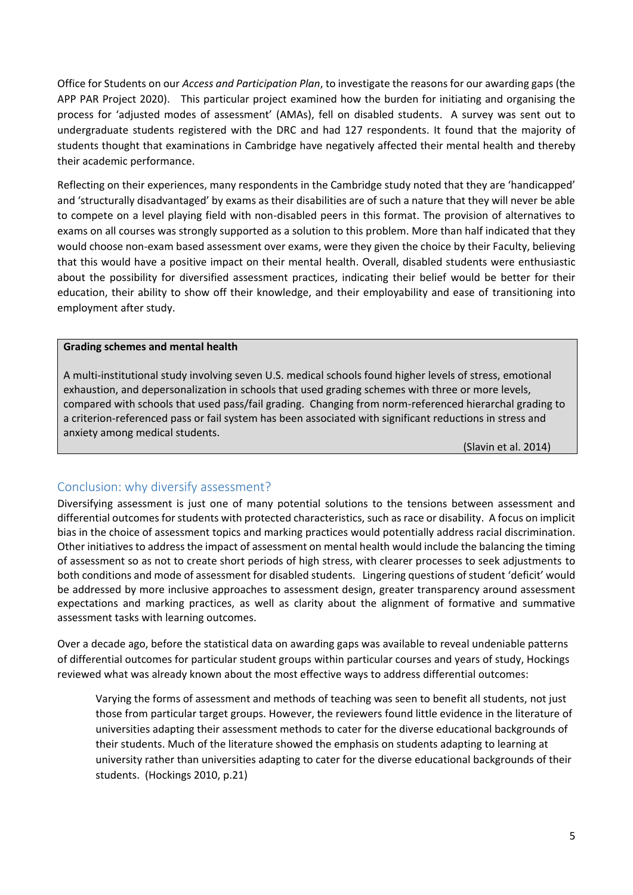Office for Students on our *Access and Participation Plan*, to investigate the reasons for our awarding gaps (the APP PAR Project 2020). This particular project examined how the burden for initiating and organising the process for 'adjusted modes of assessment' (AMAs), fell on disabled students. A survey was sent out to undergraduate students registered with the DRC and had 127 respondents. It found that the majority of students thought that examinations in Cambridge have negatively affected their mental health and thereby their academic performance.

Reflecting on their experiences, many respondents in the Cambridge study noted that they are 'handicapped' and 'structurally disadvantaged' by exams as their disabilities are of such a nature that they will never be able to compete on a level playing field with non-disabled peers in this format. The provision of alternatives to exams on all courses was strongly supported as a solution to this problem. More than half indicated that they would choose non-exam based assessment over exams, were they given the choice by their Faculty, believing that this would have a positive impact on their mental health. Overall, disabled students were enthusiastic about the possibility for diversified assessment practices, indicating their belief would be better for their education, their ability to show off their knowledge, and their employability and ease of transitioning into employment after study.

> **Grading schemes and mental health**
>
> A multi-institutional study involving seven U.S. medical schools found higher levels of stress, emotional exhaustion, and depersonalization in schools that used grading schemes with three or more levels, compared with schools that used pass/fail grading. Changing from norm-referenced hierarchal grading to a criterion-referenced pass or fail system has been associated with significant reductions in stress and anxiety among medical students.
>
> (Slavin et al. 2014)

## Conclusion: why diversify assessment?

Diversifying assessment is just one of many potential solutions to the tensions between assessment and differential outcomes for students with protected characteristics, such as race or disability. A focus on implicit bias in the choice of assessment topics and marking practices would potentially address racial discrimination. Other initiatives to address the impact of assessment on mental health would include the balancing the timing of assessment so as not to create short periods of high stress, with clearer processes to seek adjustments to both conditions and mode of assessment for disabled students. Lingering questions of student 'deficit' would be addressed by more inclusive approaches to assessment design, greater transparency around assessment expectations and marking practices, as well as clarity about the alignment of formative and summative assessment tasks with learning outcomes.

Over a decade ago, before the statistical data on awarding gaps was available to reveal undeniable patterns of differential outcomes for particular student groups within particular courses and years of study, Hockings reviewed what was already known about the most effective ways to address differential outcomes:

> Varying the forms of assessment and methods of teaching was seen to benefit all students, not just those from particular target groups. However, the reviewers found little evidence in the literature of universities adapting their assessment methods to cater for the diverse educational backgrounds of their students. Much of the literature showed the emphasis on students adapting to learning at university rather than universities adapting to cater for the diverse educational backgrounds of their students. (Hockings 2010, p.21)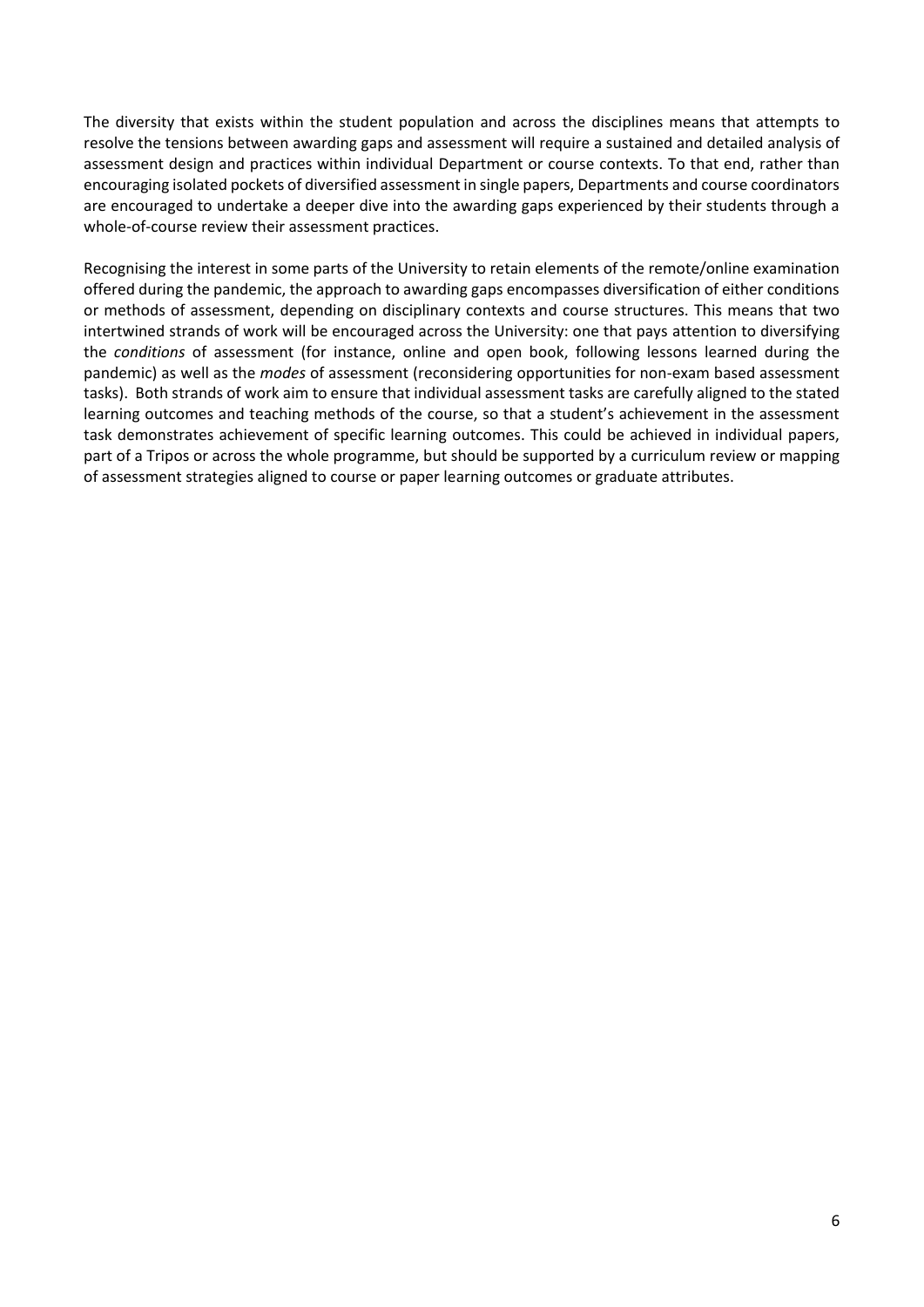The diversity that exists within the student population and across the disciplines means that attempts to resolve the tensions between awarding gaps and assessment will require a sustained and detailed analysis of assessment design and practices within individual Department or course contexts. To that end, rather than encouraging isolated pockets of diversified assessment in single papers, Departments and course coordinators are encouraged to undertake a deeper dive into the awarding gaps experienced by their students through a whole-of-course review their assessment practices.

Recognising the interest in some parts of the University to retain elements of the remote/online examination offered during the pandemic, the approach to awarding gaps encompasses diversification of either conditions or methods of assessment, depending on disciplinary contexts and course structures. This means that two intertwined strands of work will be encouraged across the University: one that pays attention to diversifying the *conditions* of assessment (for instance, online and open book, following lessons learned during the pandemic) as well as the *modes* of assessment (reconsidering opportunities for non-exam based assessment tasks). Both strands of work aim to ensure that individual assessment tasks are carefully aligned to the stated learning outcomes and teaching methods of the course, so that a student's achievement in the assessment task demonstrates achievement of specific learning outcomes. This could be achieved in individual papers, part of a Tripos or across the whole programme, but should be supported by a curriculum review or mapping of assessment strategies aligned to course or paper learning outcomes or graduate attributes.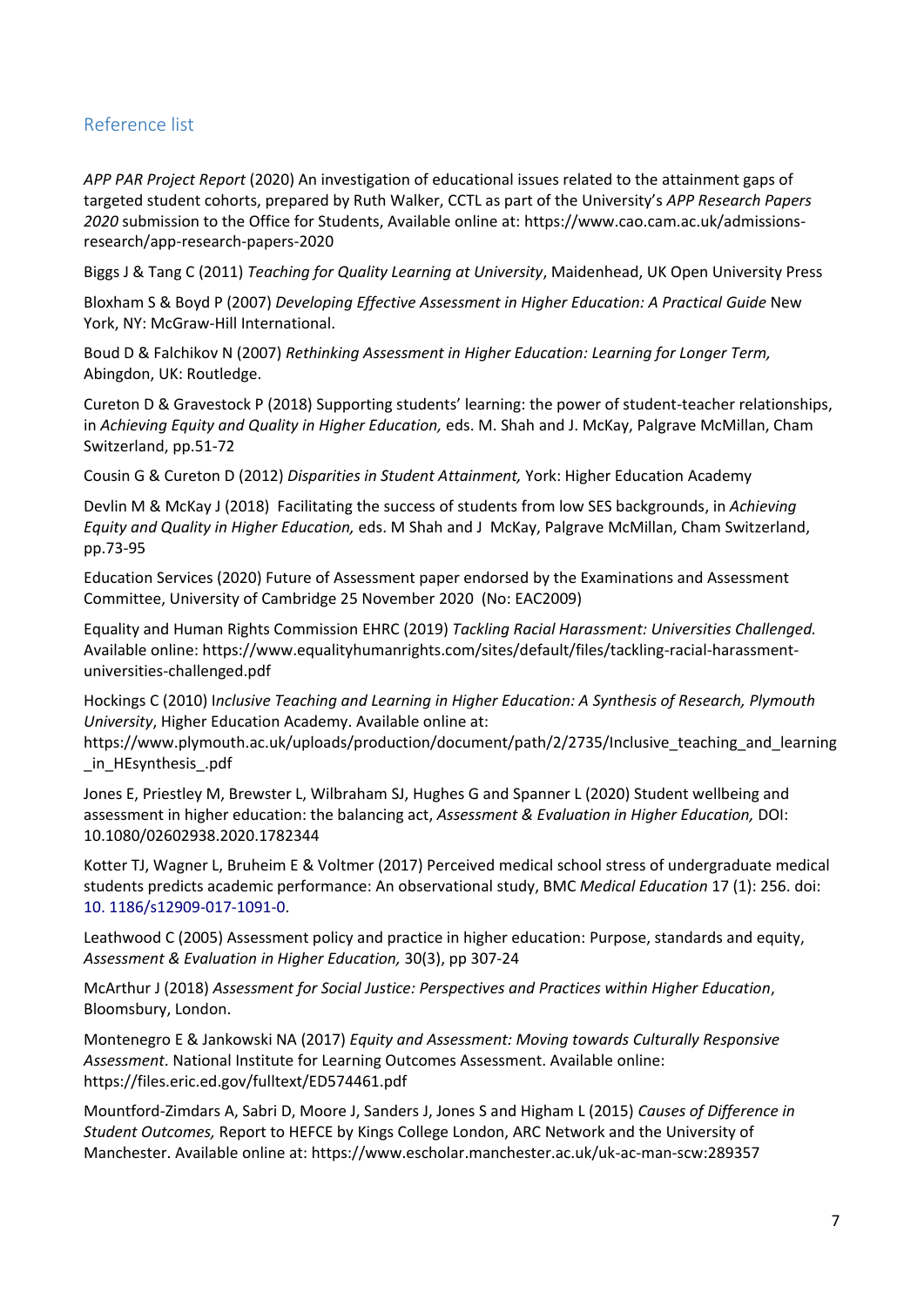## Reference list

*APP PAR Project Report* (2020) An investigation of educational issues related to the attainment gaps of targeted student cohorts, prepared by Ruth Walker, CCTL as part of the University's *APP Research Papers 2020* submission to the Office for Students, Available online at: https://www.cao.cam.ac.uk/admissions-research/app-research-papers-2020

Biggs J & Tang C (2011) *Teaching for Quality Learning at University*, Maidenhead, UK Open University Press

Bloxham S & Boyd P (2007) *Developing Effective Assessment in Higher Education: A Practical Guide* New York, NY: McGraw-Hill International.

Boud D & Falchikov N (2007) *Rethinking Assessment in Higher Education: Learning for Longer Term,* Abingdon, UK: Routledge.

Cureton D & Gravestock P (2018) Supporting students' learning: the power of student-teacher relationships, in *Achieving Equity and Quality in Higher Education,* eds. M. Shah and J. McKay, Palgrave McMillan, Cham Switzerland, pp.51-72

Cousin G & Cureton D (2012) *Disparities in Student Attainment,* York: Higher Education Academy

Devlin M & McKay J (2018) Facilitating the success of students from low SES backgrounds, in *Achieving Equity and Quality in Higher Education,* eds. M Shah and J McKay, Palgrave McMillan, Cham Switzerland, pp.73-95

Education Services (2020) Future of Assessment paper endorsed by the Examinations and Assessment Committee, University of Cambridge 25 November 2020 (No: EAC2009)

Equality and Human Rights Commission EHRC (2019) *Tackling Racial Harassment: Universities Challenged.* Available online: https://www.equalityhumanrights.com/sites/default/files/tackling-racial-harassment-universities-challenged.pdf

Hockings C (2010) I*nclusive Teaching and Learning in Higher Education: A Synthesis of Research, Plymouth University*, Higher Education Academy. Available online at: https://www.plymouth.ac.uk/uploads/production/document/path/2/2735/Inclusive_teaching_and_learning_in_HEsynthesis_.pdf

Jones E, Priestley M, Brewster L, Wilbraham SJ, Hughes G and Spanner L (2020) Student wellbeing and assessment in higher education: the balancing act, *Assessment & Evaluation in Higher Education,* DOI: 10.1080/02602938.2020.1782344

Kotter TJ, Wagner L, Bruheim E & Voltmer (2017) Perceived medical school stress of undergraduate medical students predicts academic performance: An observational study, BMC *Medical Education* 17 (1): 256. doi: 10. 1186/s12909-017-1091-0.

Leathwood C (2005) Assessment policy and practice in higher education: Purpose, standards and equity, *Assessment & Evaluation in Higher Education,* 30(3), pp 307-24

McArthur J (2018) *Assessment for Social Justice: Perspectives and Practices within Higher Education*, Bloomsbury, London.

Montenegro E & Jankowski NA (2017) *Equity and Assessment: Moving towards Culturally Responsive Assessment*. National Institute for Learning Outcomes Assessment. Available online: https://files.eric.ed.gov/fulltext/ED574461.pdf

Mountford-Zimdars A, Sabri D, Moore J, Sanders J, Jones S and Higham L (2015) *Causes of Difference in Student Outcomes,* Report to HEFCE by Kings College London, ARC Network and the University of Manchester. Available online at: https://www.escholar.manchester.ac.uk/uk-ac-man-scw:289357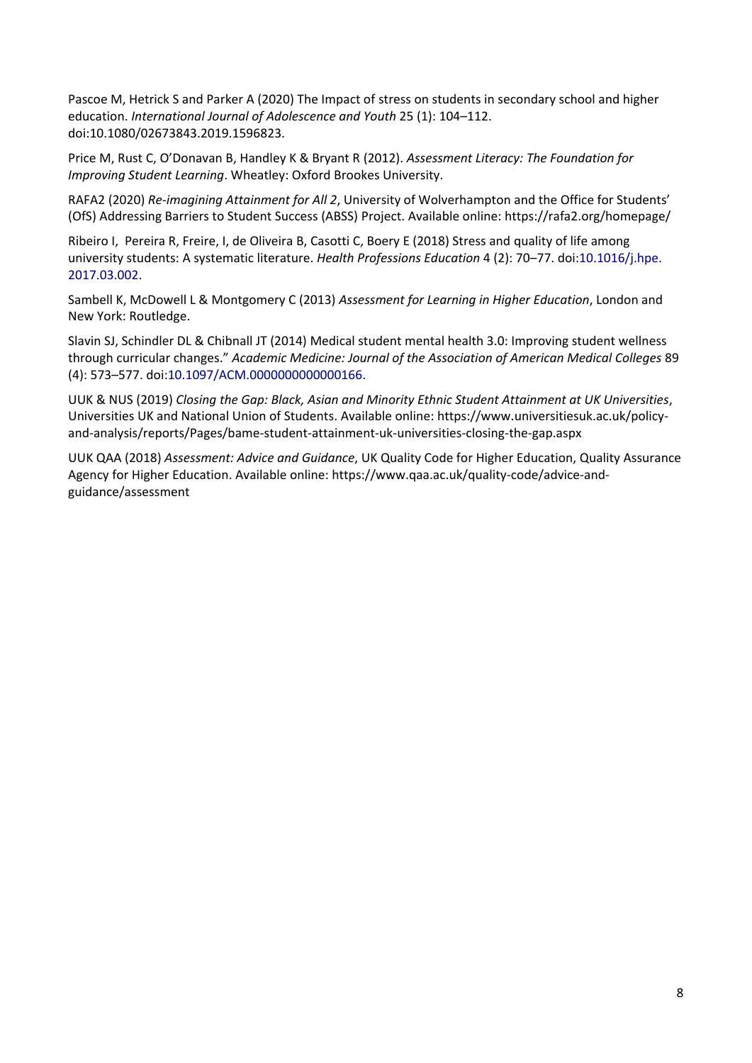Pascoe M, Hetrick S and Parker A (2020) The Impact of stress on students in secondary school and higher education. *International Journal of Adolescence and Youth* 25 (1): 104–112. doi:10.1080/02673843.2019.1596823.

Price M, Rust C, O'Donavan B, Handley K & Bryant R (2012). *Assessment Literacy: The Foundation for Improving Student Learning*. Wheatley: Oxford Brookes University.

RAFA2 (2020) *Re-imagining Attainment for All 2*, University of Wolverhampton and the Office for Students' (OfS) Addressing Barriers to Student Success (ABSS) Project. Available online: https://rafa2.org/homepage/

Ribeiro I, Pereira R, Freire, I, de Oliveira B, Casotti C, Boery E (2018) Stress and quality of life among university students: A systematic literature. *Health Professions Education* 4 (2): 70–77. doi:10.1016/j.hpe.2017.03.002.

Sambell K, McDowell L & Montgomery C (2013) *Assessment for Learning in Higher Education*, London and New York: Routledge.

Slavin SJ, Schindler DL & Chibnall JT (2014) Medical student mental health 3.0: Improving student wellness through curricular changes." *Academic Medicine: Journal of the Association of American Medical Colleges* 89 (4): 573–577. doi:10.1097/ACM.0000000000000166.

UUK & NUS (2019) *Closing the Gap: Black, Asian and Minority Ethnic Student Attainment at UK Universities*, Universities UK and National Union of Students. Available online: https://www.universitiesuk.ac.uk/policy-and-analysis/reports/Pages/bame-student-attainment-uk-universities-closing-the-gap.aspx

UUK QAA (2018) *Assessment: Advice and Guidance*, UK Quality Code for Higher Education, Quality Assurance Agency for Higher Education. Available online: https://www.qaa.ac.uk/quality-code/advice-and-guidance/assessment